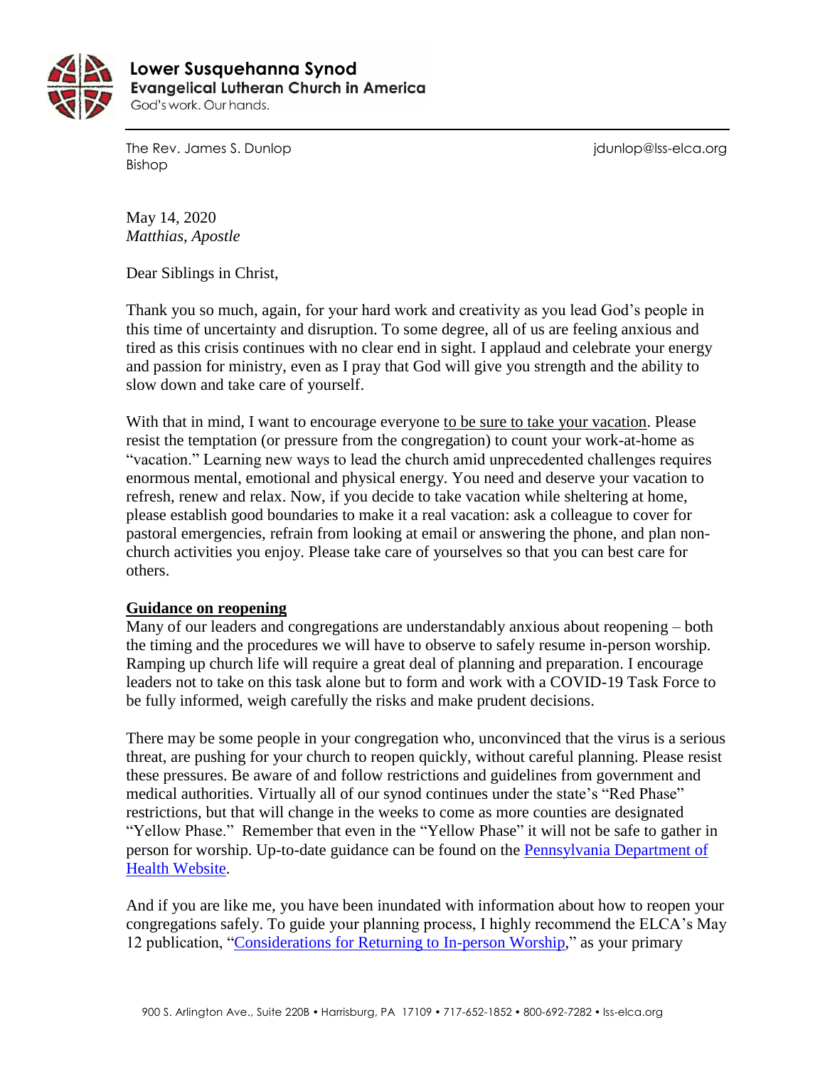**Lower Susquehanna Synod**
**Evangelical Lutheran Church in America**
God's work. Our hands.

The Rev. James S. Dunlop
Bishop

jdunlop@lss-elca.org

May 14, 2020
*Matthias, Apostle*

Dear Siblings in Christ,

Thank you so much, again, for your hard work and creativity as you lead God's people in this time of uncertainty and disruption. To some degree, all of us are feeling anxious and tired as this crisis continues with no clear end in sight. I applaud and celebrate your energy and passion for ministry, even as I pray that God will give you strength and the ability to slow down and take care of yourself.

With that in mind, I want to encourage everyone to be sure to take your vacation. Please resist the temptation (or pressure from the congregation) to count your work-at-home as "vacation." Learning new ways to lead the church amid unprecedented challenges requires enormous mental, emotional and physical energy. You need and deserve your vacation to refresh, renew and relax. Now, if you decide to take vacation while sheltering at home, please establish good boundaries to make it a real vacation: ask a colleague to cover for pastoral emergencies, refrain from looking at email or answering the phone, and plan non-church activities you enjoy. Please take care of yourselves so that you can best care for others.

**Guidance on reopening**

Many of our leaders and congregations are understandably anxious about reopening – both the timing and the procedures we will have to observe to safely resume in-person worship. Ramping up church life will require a great deal of planning and preparation. I encourage leaders not to take on this task alone but to form and work with a COVID-19 Task Force to be fully informed, weigh carefully the risks and make prudent decisions.

There may be some people in your congregation who, unconvinced that the virus is a serious threat, are pushing for your church to reopen quickly, without careful planning. Please resist these pressures. Be aware of and follow restrictions and guidelines from government and medical authorities. Virtually all of our synod continues under the state's "Red Phase" restrictions, but that will change in the weeks to come as more counties are designated "Yellow Phase." Remember that even in the "Yellow Phase" it will not be safe to gather in person for worship. Up-to-date guidance can be found on the Pennsylvania Department of Health Website.

And if you are like me, you have been inundated with information about how to reopen your congregations safely. To guide your planning process, I highly recommend the ELCA's May 12 publication, "Considerations for Returning to In-person Worship," as your primary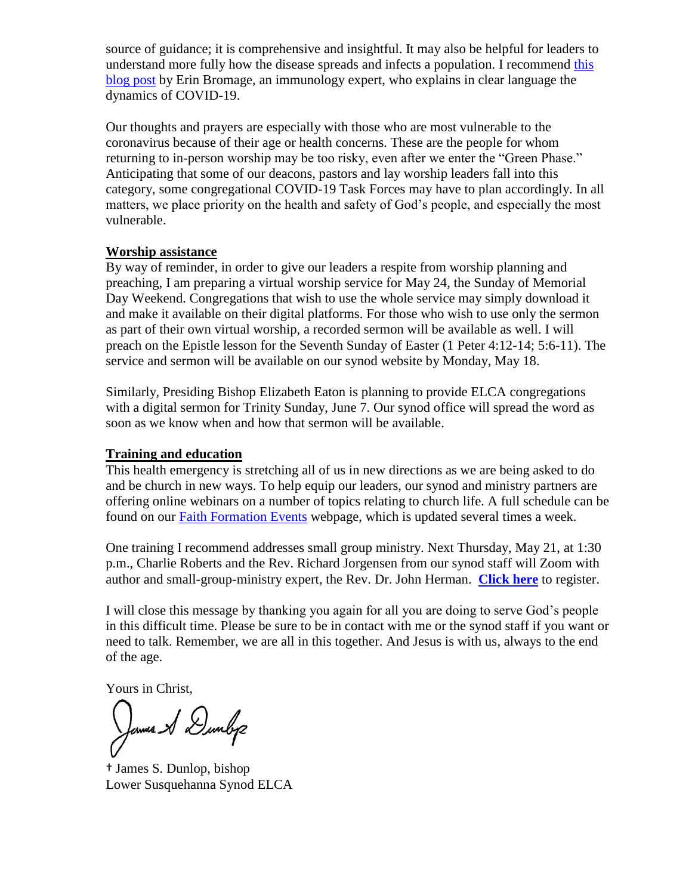source of guidance; it is comprehensive and insightful. It may also be helpful for leaders to understand more fully how the disease spreads and infects a population. I recommend this blog post by Erin Bromage, an immunology expert, who explains in clear language the dynamics of COVID-19.

Our thoughts and prayers are especially with those who are most vulnerable to the coronavirus because of their age or health concerns. These are the people for whom returning to in-person worship may be too risky, even after we enter the "Green Phase." Anticipating that some of our deacons, pastors and lay worship leaders fall into this category, some congregational COVID-19 Task Forces may have to plan accordingly. In all matters, we place priority on the health and safety of God's people, and especially the most vulnerable.

**Worship assistance**

By way of reminder, in order to give our leaders a respite from worship planning and preaching, I am preparing a virtual worship service for May 24, the Sunday of Memorial Day Weekend. Congregations that wish to use the whole service may simply download it and make it available on their digital platforms. For those who wish to use only the sermon as part of their own virtual worship, a recorded sermon will be available as well. I will preach on the Epistle lesson for the Seventh Sunday of Easter (1 Peter 4:12-14; 5:6-11). The service and sermon will be available on our synod website by Monday, May 18.

Similarly, Presiding Bishop Elizabeth Eaton is planning to provide ELCA congregations with a digital sermon for Trinity Sunday, June 7. Our synod office will spread the word as soon as we know when and how that sermon will be available.

**Training and education**

This health emergency is stretching all of us in new directions as we are being asked to do and be church in new ways. To help equip our leaders, our synod and ministry partners are offering online webinars on a number of topics relating to church life. A full schedule can be found on our Faith Formation Events webpage, which is updated several times a week.

One training I recommend addresses small group ministry. Next Thursday, May 21, at 1:30 p.m., Charlie Roberts and the Rev. Richard Jorgensen from our synod staff will Zoom with author and small-group-ministry expert, the Rev. Dr. John Herman. **Click here** to register.

I will close this message by thanking you again for all you are doing to serve God's people in this difficult time. Please be sure to be in contact with me or the synod staff if you want or need to talk. Remember, we are all in this together. And Jesus is with us, always to the end of the age.

Yours in Christ,

James S. Dunlop

† James S. Dunlop, bishop
Lower Susquehanna Synod ELCA